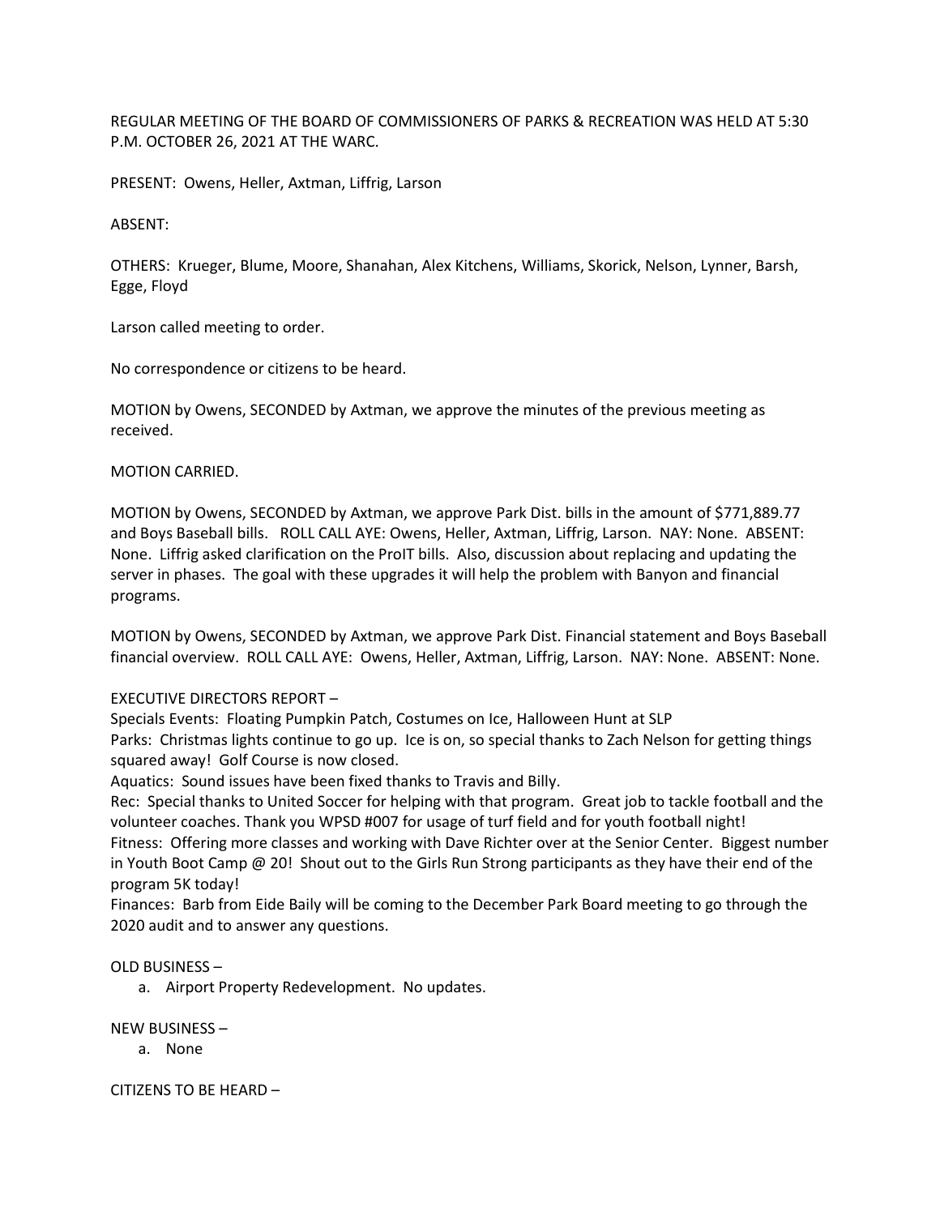REGULAR MEETING OF THE BOARD OF COMMISSIONERS OF PARKS & RECREATION WAS HELD AT 5:30 P.M. OCTOBER 26, 2021 AT THE WARC.

PRESENT: Owens, Heller, Axtman, Liffrig, Larson

ABSENT:

OTHERS: Krueger, Blume, Moore, Shanahan, Alex Kitchens, Williams, Skorick, Nelson, Lynner, Barsh, Egge, Floyd

Larson called meeting to order.

No correspondence or citizens to be heard.

MOTION by Owens, SECONDED by Axtman, we approve the minutes of the previous meeting as received.

MOTION CARRIED.

MOTION by Owens, SECONDED by Axtman, we approve Park Dist. bills in the amount of $771,889.77 and Boys Baseball bills. ROLL CALL AYE: Owens, Heller, Axtman, Liffrig, Larson. NAY: None. ABSENT: None. Liffrig asked clarification on the ProIT bills. Also, discussion about replacing and updating the server in phases. The goal with these upgrades it will help the problem with Banyon and financial programs.

MOTION by Owens, SECONDED by Axtman, we approve Park Dist. Financial statement and Boys Baseball financial overview. ROLL CALL AYE: Owens, Heller, Axtman, Liffrig, Larson. NAY: None. ABSENT: None.

EXECUTIVE DIRECTORS REPORT –

Specials Events: Floating Pumpkin Patch, Costumes on Ice, Halloween Hunt at SLP

Parks: Christmas lights continue to go up. Ice is on, so special thanks to Zach Nelson for getting things squared away! Golf Course is now closed.

Aquatics: Sound issues have been fixed thanks to Travis and Billy.

Rec: Special thanks to United Soccer for helping with that program. Great job to tackle football and the volunteer coaches. Thank you WPSD #007 for usage of turf field and for youth football night!

Fitness: Offering more classes and working with Dave Richter over at the Senior Center. Biggest number in Youth Boot Camp @ 20! Shout out to the Girls Run Strong participants as they have their end of the program 5K today!

Finances: Barb from Eide Baily will be coming to the December Park Board meeting to go through the 2020 audit and to answer any questions.

OLD BUSINESS –

a. Airport Property Redevelopment. No updates.

NEW BUSINESS –

a. None

CITIZENS TO BE HEARD –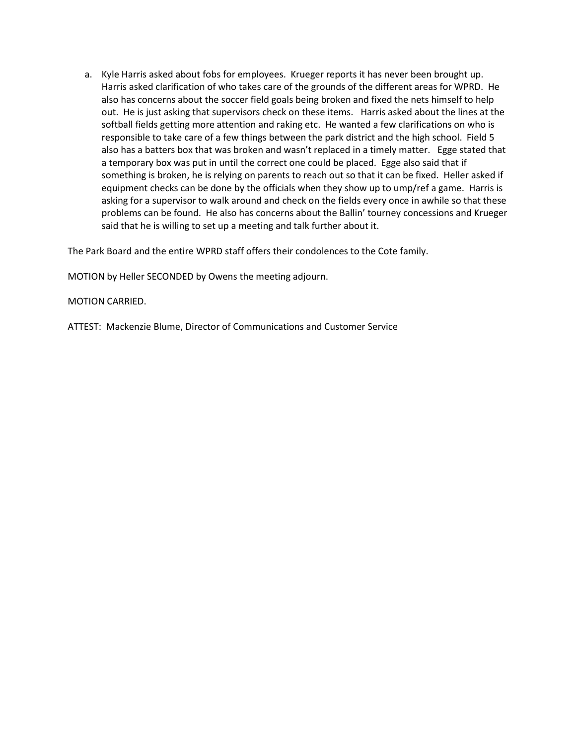a. Kyle Harris asked about fobs for employees. Krueger reports it has never been brought up. Harris asked clarification of who takes care of the grounds of the different areas for WPRD. He also has concerns about the soccer field goals being broken and fixed the nets himself to help out. He is just asking that supervisors check on these items. Harris asked about the lines at the softball fields getting more attention and raking etc. He wanted a few clarifications on who is responsible to take care of a few things between the park district and the high school. Field 5 also has a batters box that was broken and wasn't replaced in a timely matter. Egge stated that a temporary box was put in until the correct one could be placed. Egge also said that if something is broken, he is relying on parents to reach out so that it can be fixed. Heller asked if equipment checks can be done by the officials when they show up to ump/ref a game. Harris is asking for a supervisor to walk around and check on the fields every once in awhile so that these problems can be found. He also has concerns about the Ballin' tourney concessions and Krueger said that he is willing to set up a meeting and talk further about it.

The Park Board and the entire WPRD staff offers their condolences to the Cote family.

MOTION by Heller SECONDED by Owens the meeting adjourn.

MOTION CARRIED.

ATTEST: Mackenzie Blume, Director of Communications and Customer Service